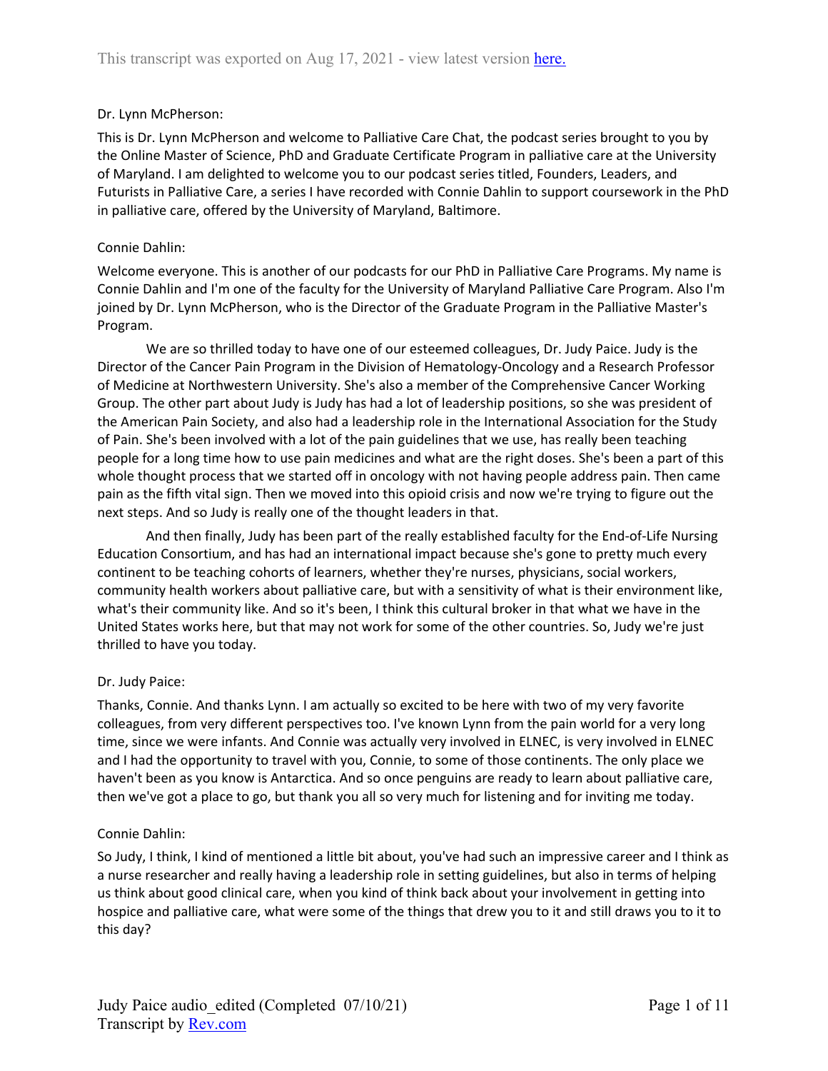Dr. Lynn McPherson:

This is Dr. Lynn McPherson and welcome to Palliative Care Chat, the podcast series brought to you by the Online Master of Science, PhD and Graduate Certificate Program in palliative care at the University of Maryland. I am delighted to welcome you to our podcast series titled, Founders, Leaders, and Futurists in Palliative Care, a series I have recorded with Connie Dahlin to support coursework in the PhD in palliative care, offered by the University of Maryland, Baltimore.

Connie Dahlin:

Welcome everyone. This is another of our podcasts for our PhD in Palliative Care Programs. My name is Connie Dahlin and I'm one of the faculty for the University of Maryland Palliative Care Program. Also I'm joined by Dr. Lynn McPherson, who is the Director of the Graduate Program in the Palliative Master's Program.

We are so thrilled today to have one of our esteemed colleagues, Dr. Judy Paice. Judy is the Director of the Cancer Pain Program in the Division of Hematology-Oncology and a Research Professor of Medicine at Northwestern University. She's also a member of the Comprehensive Cancer Working Group. The other part about Judy is Judy has had a lot of leadership positions, so she was president of the American Pain Society, and also had a leadership role in the International Association for the Study of Pain. She's been involved with a lot of the pain guidelines that we use, has really been teaching people for a long time how to use pain medicines and what are the right doses. She's been a part of this whole thought process that we started off in oncology with not having people address pain. Then came pain as the fifth vital sign. Then we moved into this opioid crisis and now we're trying to figure out the next steps. And so Judy is really one of the thought leaders in that.

And then finally, Judy has been part of the really established faculty for the End-of-Life Nursing Education Consortium, and has had an international impact because she's gone to pretty much every continent to be teaching cohorts of learners, whether they're nurses, physicians, social workers, community health workers about palliative care, but with a sensitivity of what is their environment like, what's their community like. And so it's been, I think this cultural broker in that what we have in the United States works here, but that may not work for some of the other countries. So, Judy we're just thrilled to have you today.

Dr. Judy Paice:

Thanks, Connie. And thanks Lynn. I am actually so excited to be here with two of my very favorite colleagues, from very different perspectives too. I've known Lynn from the pain world for a very long time, since we were infants. And Connie was actually very involved in ELNEC, is very involved in ELNEC and I had the opportunity to travel with you, Connie, to some of those continents. The only place we haven't been as you know is Antarctica. And so once penguins are ready to learn about palliative care, then we've got a place to go, but thank you all so very much for listening and for inviting me today.

Connie Dahlin:

So Judy, I think, I kind of mentioned a little bit about, you've had such an impressive career and I think as a nurse researcher and really having a leadership role in setting guidelines, but also in terms of helping us think about good clinical care, when you kind of think back about your involvement in getting into hospice and palliative care, what were some of the things that drew you to it and still draws you to it to this day?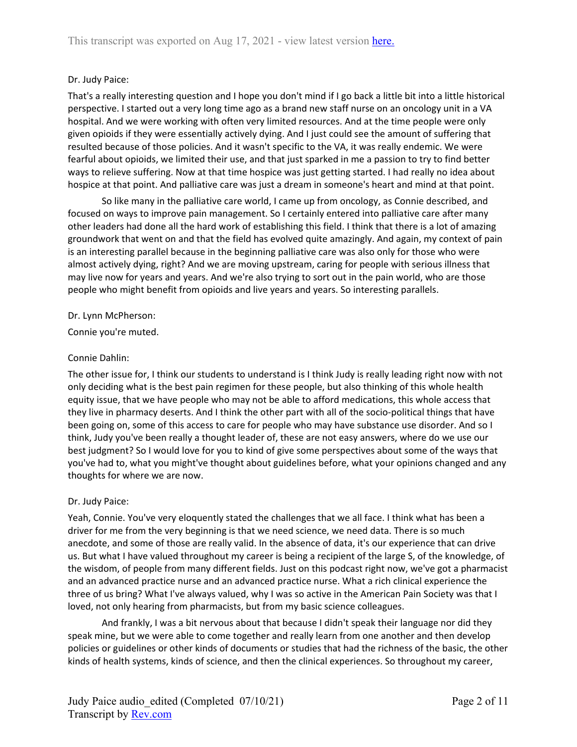Dr. Judy Paice:

That's a really interesting question and I hope you don't mind if I go back a little bit into a little historical perspective. I started out a very long time ago as a brand new staff nurse on an oncology unit in a VA hospital. And we were working with often very limited resources. And at the time people were only given opioids if they were essentially actively dying. And I just could see the amount of suffering that resulted because of those policies. And it wasn't specific to the VA, it was really endemic. We were fearful about opioids, we limited their use, and that just sparked in me a passion to try to find better ways to relieve suffering. Now at that time hospice was just getting started. I had really no idea about hospice at that point. And palliative care was just a dream in someone's heart and mind at that point.

So like many in the palliative care world, I came up from oncology, as Connie described, and focused on ways to improve pain management. So I certainly entered into palliative care after many other leaders had done all the hard work of establishing this field. I think that there is a lot of amazing groundwork that went on and that the field has evolved quite amazingly. And again, my context of pain is an interesting parallel because in the beginning palliative care was also only for those who were almost actively dying, right? And we are moving upstream, caring for people with serious illness that may live now for years and years. And we're also trying to sort out in the pain world, who are those people who might benefit from opioids and live years and years. So interesting parallels.

Dr. Lynn McPherson:

Connie you're muted.

Connie Dahlin:

The other issue for, I think our students to understand is I think Judy is really leading right now with not only deciding what is the best pain regimen for these people, but also thinking of this whole health equity issue, that we have people who may not be able to afford medications, this whole access that they live in pharmacy deserts. And I think the other part with all of the socio-political things that have been going on, some of this access to care for people who may have substance use disorder. And so I think, Judy you've been really a thought leader of, these are not easy answers, where do we use our best judgment? So I would love for you to kind of give some perspectives about some of the ways that you've had to, what you might've thought about guidelines before, what your opinions changed and any thoughts for where we are now.

Dr. Judy Paice:

Yeah, Connie. You've very eloquently stated the challenges that we all face. I think what has been a driver for me from the very beginning is that we need science, we need data. There is so much anecdote, and some of those are really valid. In the absence of data, it's our experience that can drive us. But what I have valued throughout my career is being a recipient of the large S, of the knowledge, of the wisdom, of people from many different fields. Just on this podcast right now, we've got a pharmacist and an advanced practice nurse and an advanced practice nurse. What a rich clinical experience the three of us bring? What I've always valued, why I was so active in the American Pain Society was that I loved, not only hearing from pharmacists, but from my basic science colleagues.

And frankly, I was a bit nervous about that because I didn't speak their language nor did they speak mine, but we were able to come together and really learn from one another and then develop policies or guidelines or other kinds of documents or studies that had the richness of the basic, the other kinds of health systems, kinds of science, and then the clinical experiences. So throughout my career,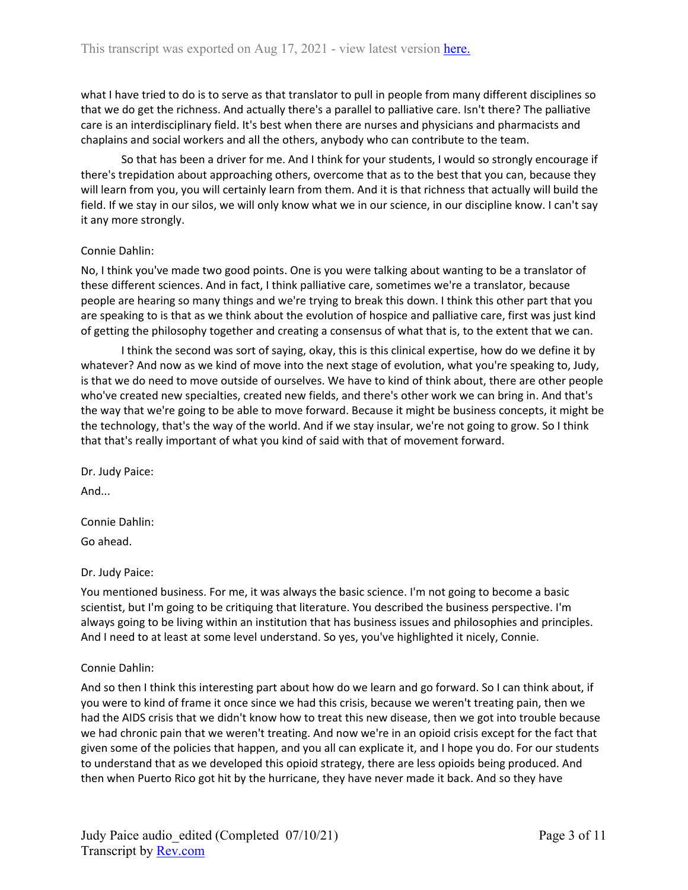what I have tried to do is to serve as that translator to pull in people from many different disciplines so that we do get the richness. And actually there's a parallel to palliative care. Isn't there? The palliative care is an interdisciplinary field. It's best when there are nurses and physicians and pharmacists and chaplains and social workers and all the others, anybody who can contribute to the team.

So that has been a driver for me. And I think for your students, I would so strongly encourage if there's trepidation about approaching others, overcome that as to the best that you can, because they will learn from you, you will certainly learn from them. And it is that richness that actually will build the field. If we stay in our silos, we will only know what we in our science, in our discipline know. I can't say it any more strongly.

Connie Dahlin:

No, I think you've made two good points. One is you were talking about wanting to be a translator of these different sciences. And in fact, I think palliative care, sometimes we're a translator, because people are hearing so many things and we're trying to break this down. I think this other part that you are speaking to is that as we think about the evolution of hospice and palliative care, first was just kind of getting the philosophy together and creating a consensus of what that is, to the extent that we can.

I think the second was sort of saying, okay, this is this clinical expertise, how do we define it by whatever? And now as we kind of move into the next stage of evolution, what you're speaking to, Judy, is that we do need to move outside of ourselves. We have to kind of think about, there are other people who've created new specialties, created new fields, and there's other work we can bring in. And that's the way that we're going to be able to move forward. Because it might be business concepts, it might be the technology, that's the way of the world. And if we stay insular, we're not going to grow. So I think that that's really important of what you kind of said with that of movement forward.

Dr. Judy Paice:

And...

Connie Dahlin:

Go ahead.

Dr. Judy Paice:

You mentioned business. For me, it was always the basic science. I'm not going to become a basic scientist, but I'm going to be critiquing that literature. You described the business perspective. I'm always going to be living within an institution that has business issues and philosophies and principles. And I need to at least at some level understand. So yes, you've highlighted it nicely, Connie.

Connie Dahlin:

And so then I think this interesting part about how do we learn and go forward. So I can think about, if you were to kind of frame it once since we had this crisis, because we weren't treating pain, then we had the AIDS crisis that we didn't know how to treat this new disease, then we got into trouble because we had chronic pain that we weren't treating. And now we're in an opioid crisis except for the fact that given some of the policies that happen, and you all can explicate it, and I hope you do. For our students to understand that as we developed this opioid strategy, there are less opioids being produced. And then when Puerto Rico got hit by the hurricane, they have never made it back. And so they have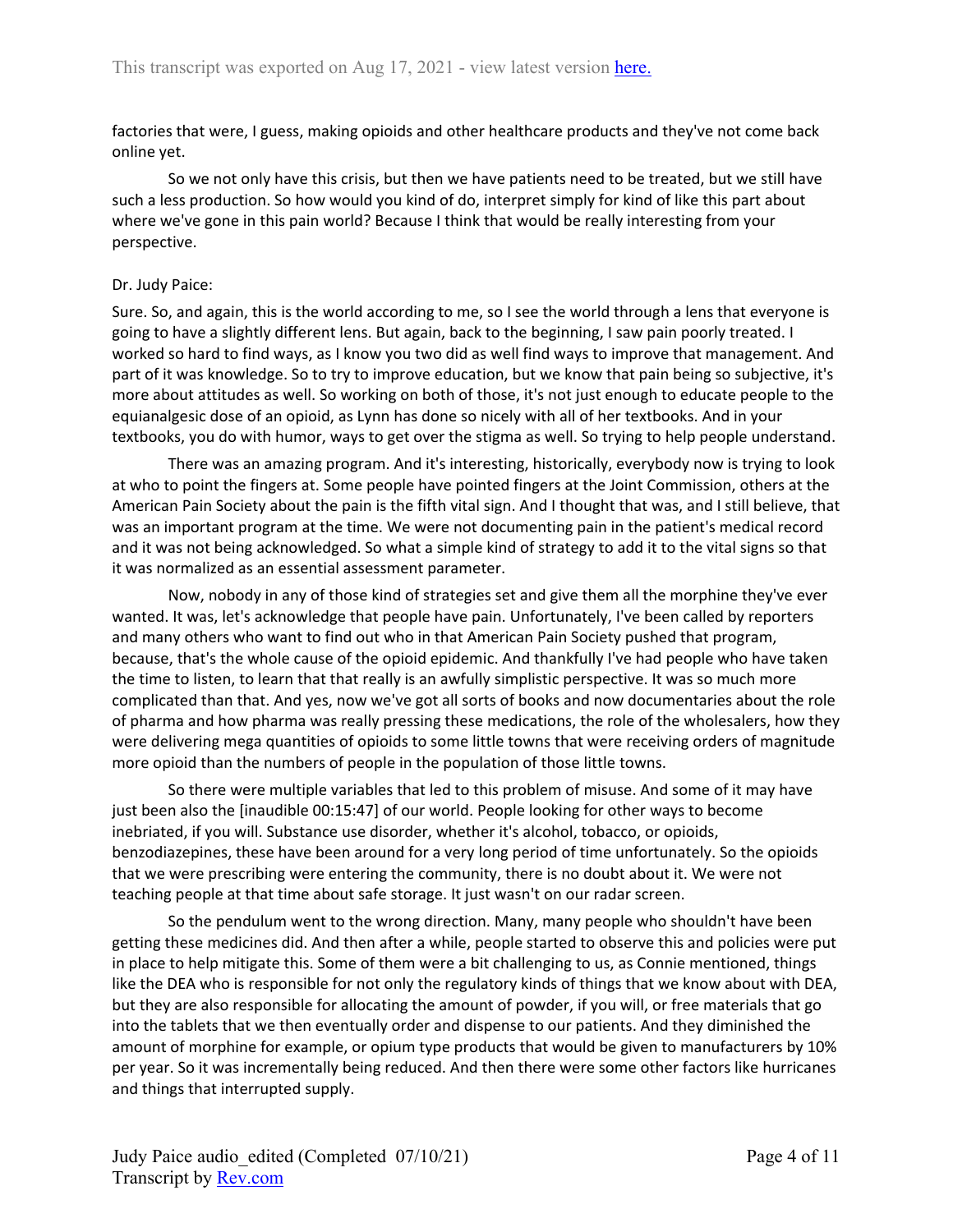factories that were, I guess, making opioids and other healthcare products and they've not come back online yet.

So we not only have this crisis, but then we have patients need to be treated, but we still have such a less production. So how would you kind of do, interpret simply for kind of like this part about where we've gone in this pain world? Because I think that would be really interesting from your perspective.

Dr. Judy Paice:

Sure. So, and again, this is the world according to me, so I see the world through a lens that everyone is going to have a slightly different lens. But again, back to the beginning, I saw pain poorly treated. I worked so hard to find ways, as I know you two did as well find ways to improve that management. And part of it was knowledge. So to try to improve education, but we know that pain being so subjective, it's more about attitudes as well. So working on both of those, it's not just enough to educate people to the equianalgesic dose of an opioid, as Lynn has done so nicely with all of her textbooks. And in your textbooks, you do with humor, ways to get over the stigma as well. So trying to help people understand.

There was an amazing program. And it's interesting, historically, everybody now is trying to look at who to point the fingers at. Some people have pointed fingers at the Joint Commission, others at the American Pain Society about the pain is the fifth vital sign. And I thought that was, and I still believe, that was an important program at the time. We were not documenting pain in the patient's medical record and it was not being acknowledged. So what a simple kind of strategy to add it to the vital signs so that it was normalized as an essential assessment parameter.

Now, nobody in any of those kind of strategies set and give them all the morphine they've ever wanted. It was, let's acknowledge that people have pain. Unfortunately, I've been called by reporters and many others who want to find out who in that American Pain Society pushed that program, because, that's the whole cause of the opioid epidemic. And thankfully I've had people who have taken the time to listen, to learn that that really is an awfully simplistic perspective. It was so much more complicated than that. And yes, now we've got all sorts of books and now documentaries about the role of pharma and how pharma was really pressing these medications, the role of the wholesalers, how they were delivering mega quantities of opioids to some little towns that were receiving orders of magnitude more opioid than the numbers of people in the population of those little towns.

So there were multiple variables that led to this problem of misuse. And some of it may have just been also the [inaudible 00:15:47] of our world. People looking for other ways to become inebriated, if you will. Substance use disorder, whether it's alcohol, tobacco, or opioids, benzodiazepines, these have been around for a very long period of time unfortunately. So the opioids that we were prescribing were entering the community, there is no doubt about it. We were not teaching people at that time about safe storage. It just wasn't on our radar screen.

So the pendulum went to the wrong direction. Many, many people who shouldn't have been getting these medicines did. And then after a while, people started to observe this and policies were put in place to help mitigate this. Some of them were a bit challenging to us, as Connie mentioned, things like the DEA who is responsible for not only the regulatory kinds of things that we know about with DEA, but they are also responsible for allocating the amount of powder, if you will, or free materials that go into the tablets that we then eventually order and dispense to our patients. And they diminished the amount of morphine for example, or opium type products that would be given to manufacturers by 10% per year. So it was incrementally being reduced. And then there were some other factors like hurricanes and things that interrupted supply.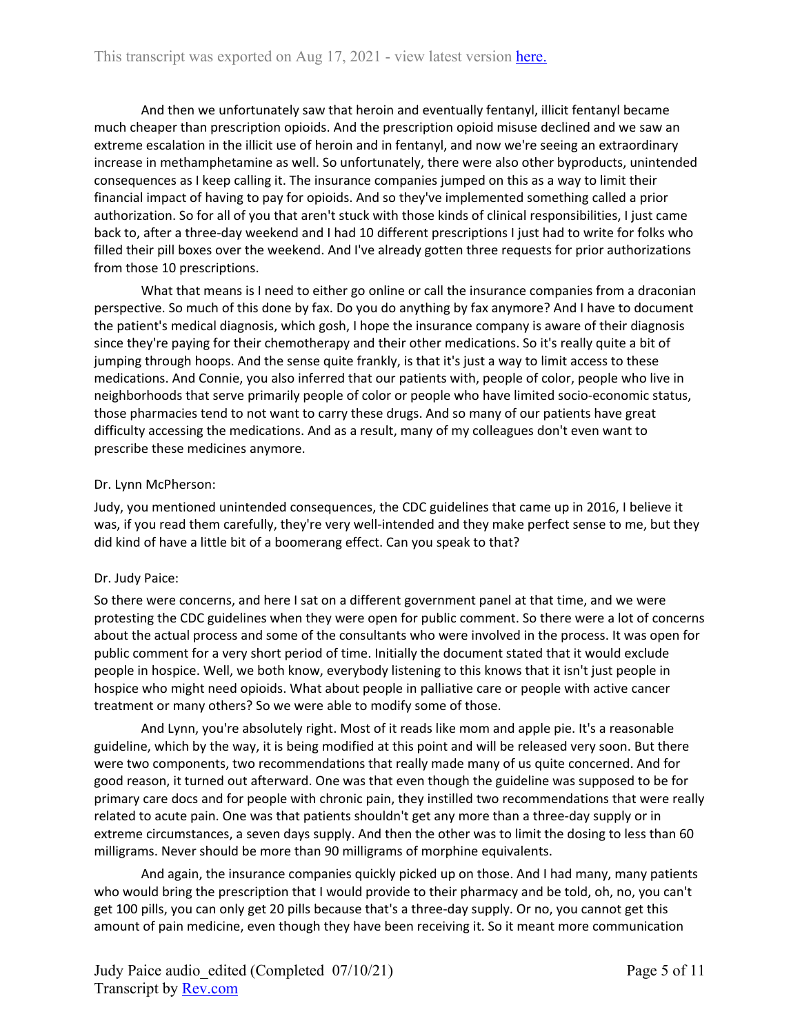And then we unfortunately saw that heroin and eventually fentanyl, illicit fentanyl became much cheaper than prescription opioids. And the prescription opioid misuse declined and we saw an extreme escalation in the illicit use of heroin and in fentanyl, and now we're seeing an extraordinary increase in methamphetamine as well. So unfortunately, there were also other byproducts, unintended consequences as I keep calling it. The insurance companies jumped on this as a way to limit their financial impact of having to pay for opioids. And so they've implemented something called a prior authorization. So for all of you that aren't stuck with those kinds of clinical responsibilities, I just came back to, after a three-day weekend and I had 10 different prescriptions I just had to write for folks who filled their pill boxes over the weekend. And I've already gotten three requests for prior authorizations from those 10 prescriptions.

What that means is I need to either go online or call the insurance companies from a draconian perspective. So much of this done by fax. Do you do anything by fax anymore? And I have to document the patient's medical diagnosis, which gosh, I hope the insurance company is aware of their diagnosis since they're paying for their chemotherapy and their other medications. So it's really quite a bit of jumping through hoops. And the sense quite frankly, is that it's just a way to limit access to these medications. And Connie, you also inferred that our patients with, people of color, people who live in neighborhoods that serve primarily people of color or people who have limited socio-economic status, those pharmacies tend to not want to carry these drugs. And so many of our patients have great difficulty accessing the medications. And as a result, many of my colleagues don't even want to prescribe these medicines anymore.

Dr. Lynn McPherson:

Judy, you mentioned unintended consequences, the CDC guidelines that came up in 2016, I believe it was, if you read them carefully, they're very well-intended and they make perfect sense to me, but they did kind of have a little bit of a boomerang effect. Can you speak to that?

Dr. Judy Paice:

So there were concerns, and here I sat on a different government panel at that time, and we were protesting the CDC guidelines when they were open for public comment. So there were a lot of concerns about the actual process and some of the consultants who were involved in the process. It was open for public comment for a very short period of time. Initially the document stated that it would exclude people in hospice. Well, we both know, everybody listening to this knows that it isn't just people in hospice who might need opioids. What about people in palliative care or people with active cancer treatment or many others? So we were able to modify some of those.

And Lynn, you're absolutely right. Most of it reads like mom and apple pie. It's a reasonable guideline, which by the way, it is being modified at this point and will be released very soon. But there were two components, two recommendations that really made many of us quite concerned. And for good reason, it turned out afterward. One was that even though the guideline was supposed to be for primary care docs and for people with chronic pain, they instilled two recommendations that were really related to acute pain. One was that patients shouldn't get any more than a three-day supply or in extreme circumstances, a seven days supply. And then the other was to limit the dosing to less than 60 milligrams. Never should be more than 90 milligrams of morphine equivalents.

And again, the insurance companies quickly picked up on those. And I had many, many patients who would bring the prescription that I would provide to their pharmacy and be told, oh, no, you can't get 100 pills, you can only get 20 pills because that's a three-day supply. Or no, you cannot get this amount of pain medicine, even though they have been receiving it. So it meant more communication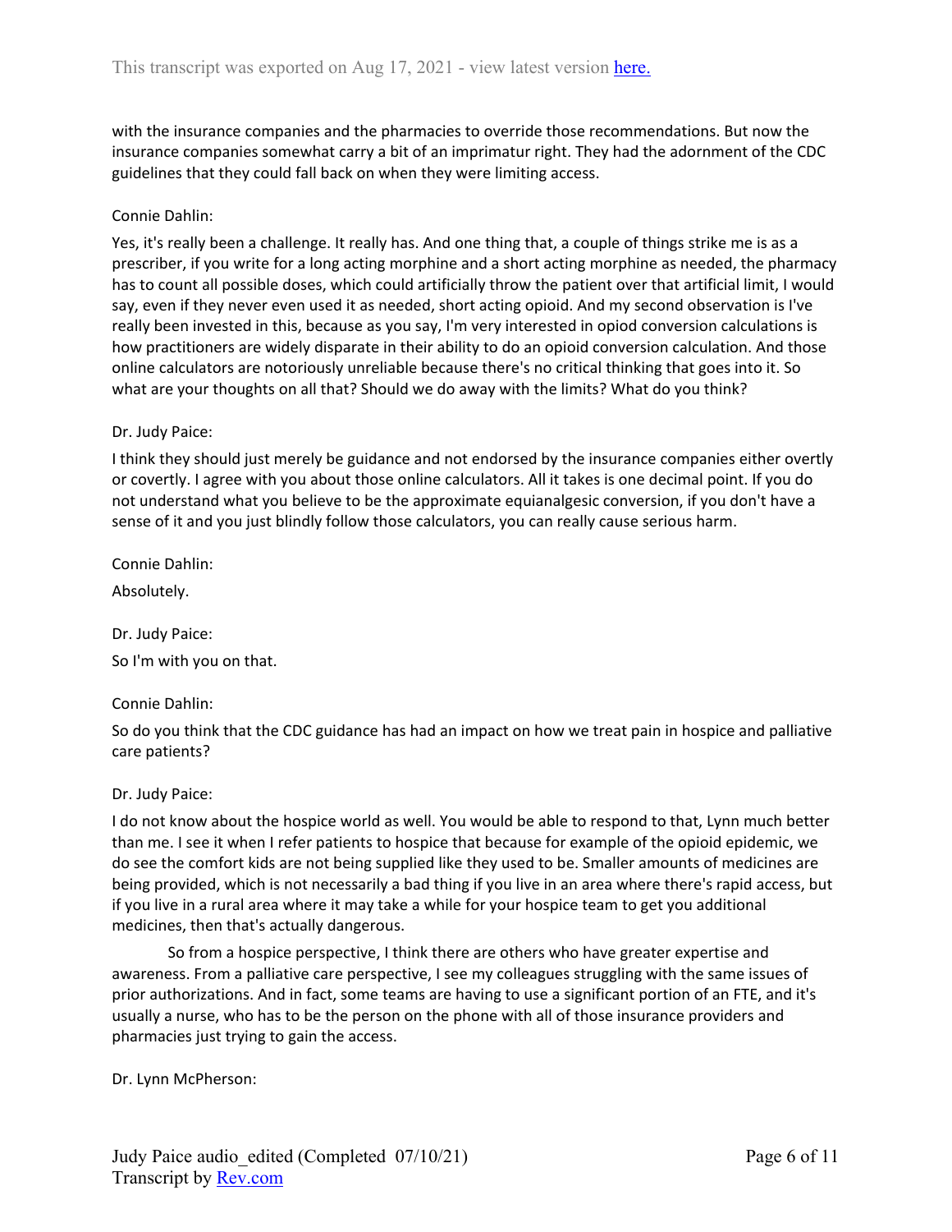with the insurance companies and the pharmacies to override those recommendations. But now the insurance companies somewhat carry a bit of an imprimatur right. They had the adornment of the CDC guidelines that they could fall back on when they were limiting access.

Connie Dahlin:

Yes, it's really been a challenge. It really has. And one thing that, a couple of things strike me is as a prescriber, if you write for a long acting morphine and a short acting morphine as needed, the pharmacy has to count all possible doses, which could artificially throw the patient over that artificial limit, I would say, even if they never even used it as needed, short acting opioid. And my second observation is I've really been invested in this, because as you say, I'm very interested in opiod conversion calculations is how practitioners are widely disparate in their ability to do an opioid conversion calculation. And those online calculators are notoriously unreliable because there's no critical thinking that goes into it. So what are your thoughts on all that? Should we do away with the limits? What do you think?

Dr. Judy Paice:

I think they should just merely be guidance and not endorsed by the insurance companies either overtly or covertly. I agree with you about those online calculators. All it takes is one decimal point. If you do not understand what you believe to be the approximate equianalgesic conversion, if you don't have a sense of it and you just blindly follow those calculators, you can really cause serious harm.

Connie Dahlin:

Absolutely.

Dr. Judy Paice:

So I'm with you on that.

Connie Dahlin:

So do you think that the CDC guidance has had an impact on how we treat pain in hospice and palliative care patients?

Dr. Judy Paice:

I do not know about the hospice world as well. You would be able to respond to that, Lynn much better than me. I see it when I refer patients to hospice that because for example of the opioid epidemic, we do see the comfort kids are not being supplied like they used to be. Smaller amounts of medicines are being provided, which is not necessarily a bad thing if you live in an area where there's rapid access, but if you live in a rural area where it may take a while for your hospice team to get you additional medicines, then that's actually dangerous.

So from a hospice perspective, I think there are others who have greater expertise and awareness. From a palliative care perspective, I see my colleagues struggling with the same issues of prior authorizations. And in fact, some teams are having to use a significant portion of an FTE, and it's usually a nurse, who has to be the person on the phone with all of those insurance providers and pharmacies just trying to gain the access.

Dr. Lynn McPherson: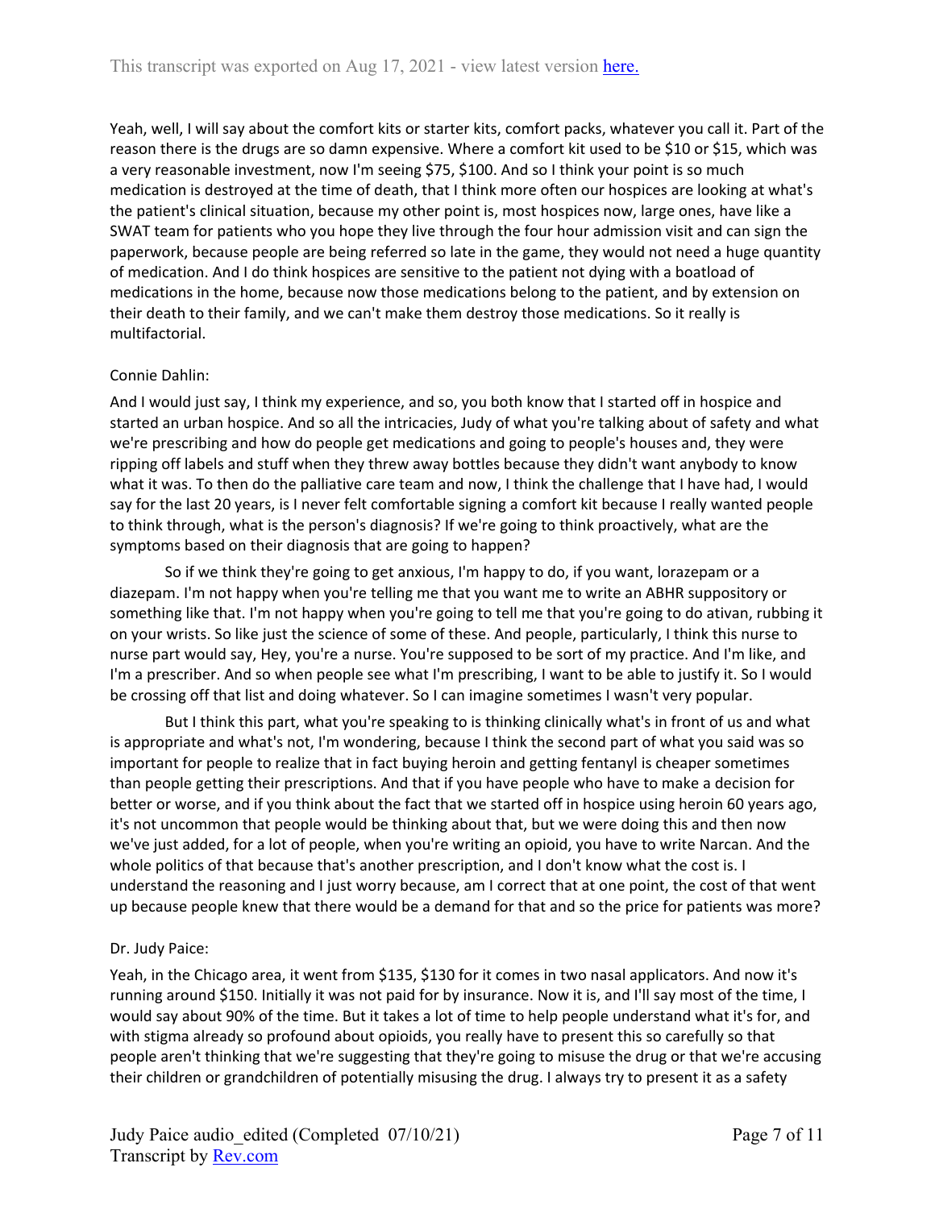Yeah, well, I will say about the comfort kits or starter kits, comfort packs, whatever you call it. Part of the reason there is the drugs are so damn expensive. Where a comfort kit used to be $10 or $15, which was a very reasonable investment, now I'm seeing $75, $100. And so I think your point is so much medication is destroyed at the time of death, that I think more often our hospices are looking at what's the patient's clinical situation, because my other point is, most hospices now, large ones, have like a SWAT team for patients who you hope they live through the four hour admission visit and can sign the paperwork, because people are being referred so late in the game, they would not need a huge quantity of medication. And I do think hospices are sensitive to the patient not dying with a boatload of medications in the home, because now those medications belong to the patient, and by extension on their death to their family, and we can't make them destroy those medications. So it really is multifactorial.

Connie Dahlin:

And I would just say, I think my experience, and so, you both know that I started off in hospice and started an urban hospice. And so all the intricacies, Judy of what you're talking about of safety and what we're prescribing and how do people get medications and going to people's houses and, they were ripping off labels and stuff when they threw away bottles because they didn't want anybody to know what it was. To then do the palliative care team and now, I think the challenge that I have had, I would say for the last 20 years, is I never felt comfortable signing a comfort kit because I really wanted people to think through, what is the person's diagnosis? If we're going to think proactively, what are the symptoms based on their diagnosis that are going to happen?

So if we think they're going to get anxious, I'm happy to do, if you want, lorazepam or a diazepam. I'm not happy when you're telling me that you want me to write an ABHR suppository or something like that. I'm not happy when you're going to tell me that you're going to do ativan, rubbing it on your wrists. So like just the science of some of these. And people, particularly, I think this nurse to nurse part would say, Hey, you're a nurse. You're supposed to be sort of my practice. And I'm like, and I'm a prescriber. And so when people see what I'm prescribing, I want to be able to justify it. So I would be crossing off that list and doing whatever. So I can imagine sometimes I wasn't very popular.

But I think this part, what you're speaking to is thinking clinically what's in front of us and what is appropriate and what's not, I'm wondering, because I think the second part of what you said was so important for people to realize that in fact buying heroin and getting fentanyl is cheaper sometimes than people getting their prescriptions. And that if you have people who have to make a decision for better or worse, and if you think about the fact that we started off in hospice using heroin 60 years ago, it's not uncommon that people would be thinking about that, but we were doing this and then now we've just added, for a lot of people, when you're writing an opioid, you have to write Narcan. And the whole politics of that because that's another prescription, and I don't know what the cost is. I understand the reasoning and I just worry because, am I correct that at one point, the cost of that went up because people knew that there would be a demand for that and so the price for patients was more?

Dr. Judy Paice:

Yeah, in the Chicago area, it went from $135, $130 for it comes in two nasal applicators. And now it's running around $150. Initially it was not paid for by insurance. Now it is, and I'll say most of the time, I would say about 90% of the time. But it takes a lot of time to help people understand what it's for, and with stigma already so profound about opioids, you really have to present this so carefully so that people aren't thinking that we're suggesting that they're going to misuse the drug or that we're accusing their children or grandchildren of potentially misusing the drug. I always try to present it as a safety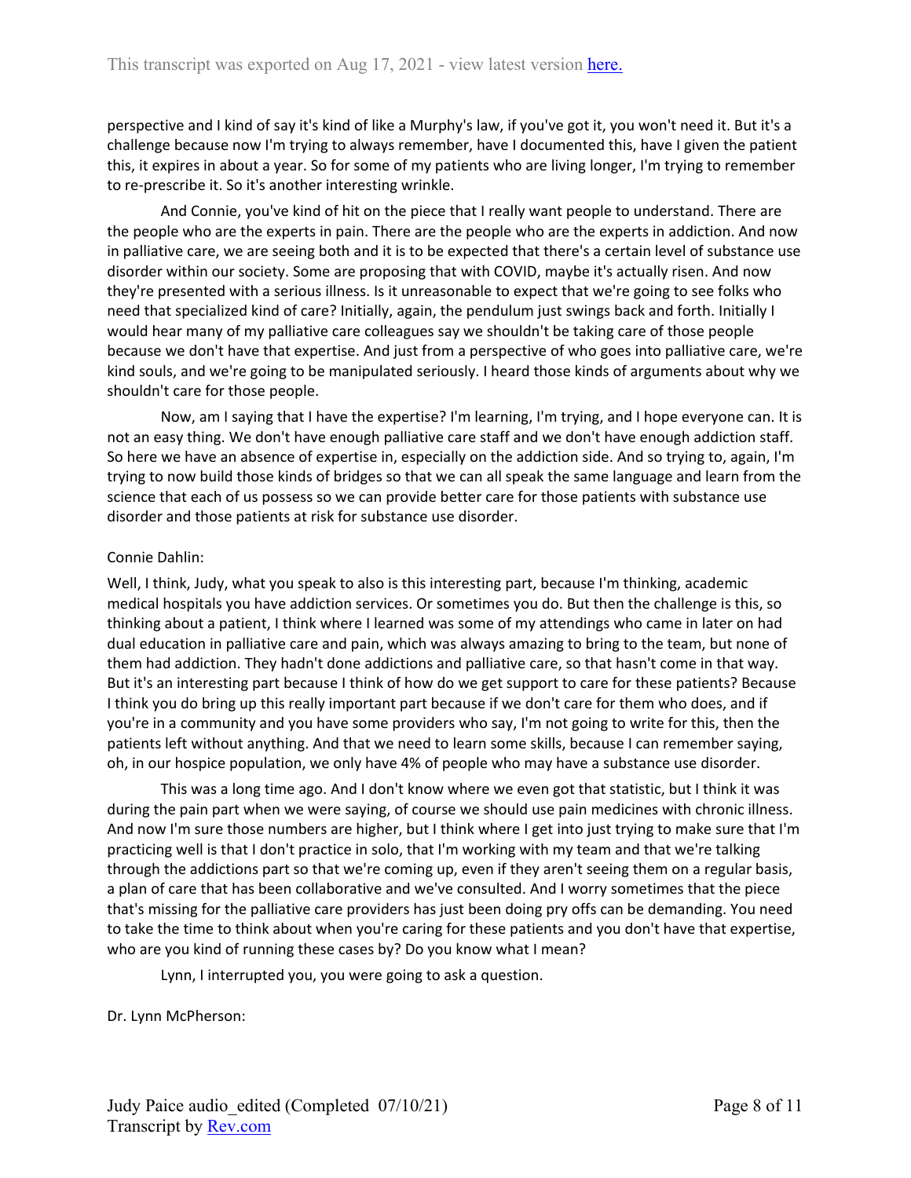perspective and I kind of say it's kind of like a Murphy's law, if you've got it, you won't need it. But it's a challenge because now I'm trying to always remember, have I documented this, have I given the patient this, it expires in about a year. So for some of my patients who are living longer, I'm trying to remember to re-prescribe it. So it's another interesting wrinkle.

And Connie, you've kind of hit on the piece that I really want people to understand. There are the people who are the experts in pain. There are the people who are the experts in addiction. And now in palliative care, we are seeing both and it is to be expected that there's a certain level of substance use disorder within our society. Some are proposing that with COVID, maybe it's actually risen. And now they're presented with a serious illness. Is it unreasonable to expect that we're going to see folks who need that specialized kind of care? Initially, again, the pendulum just swings back and forth. Initially I would hear many of my palliative care colleagues say we shouldn't be taking care of those people because we don't have that expertise. And just from a perspective of who goes into palliative care, we're kind souls, and we're going to be manipulated seriously. I heard those kinds of arguments about why we shouldn't care for those people.

Now, am I saying that I have the expertise? I'm learning, I'm trying, and I hope everyone can. It is not an easy thing. We don't have enough palliative care staff and we don't have enough addiction staff. So here we have an absence of expertise in, especially on the addiction side. And so trying to, again, I'm trying to now build those kinds of bridges so that we can all speak the same language and learn from the science that each of us possess so we can provide better care for those patients with substance use disorder and those patients at risk for substance use disorder.

Connie Dahlin:

Well, I think, Judy, what you speak to also is this interesting part, because I'm thinking, academic medical hospitals you have addiction services. Or sometimes you do. But then the challenge is this, so thinking about a patient, I think where I learned was some of my attendings who came in later on had dual education in palliative care and pain, which was always amazing to bring to the team, but none of them had addiction. They hadn't done addictions and palliative care, so that hasn't come in that way. But it's an interesting part because I think of how do we get support to care for these patients? Because I think you do bring up this really important part because if we don't care for them who does, and if you're in a community and you have some providers who say, I'm not going to write for this, then the patients left without anything. And that we need to learn some skills, because I can remember saying, oh, in our hospice population, we only have 4% of people who may have a substance use disorder.

This was a long time ago. And I don't know where we even got that statistic, but I think it was during the pain part when we were saying, of course we should use pain medicines with chronic illness. And now I'm sure those numbers are higher, but I think where I get into just trying to make sure that I'm practicing well is that I don't practice in solo, that I'm working with my team and that we're talking through the addictions part so that we're coming up, even if they aren't seeing them on a regular basis, a plan of care that has been collaborative and we've consulted. And I worry sometimes that the piece that's missing for the palliative care providers has just been doing pry offs can be demanding. You need to take the time to think about when you're caring for these patients and you don't have that expertise, who are you kind of running these cases by? Do you know what I mean?

Lynn, I interrupted you, you were going to ask a question.

Dr. Lynn McPherson: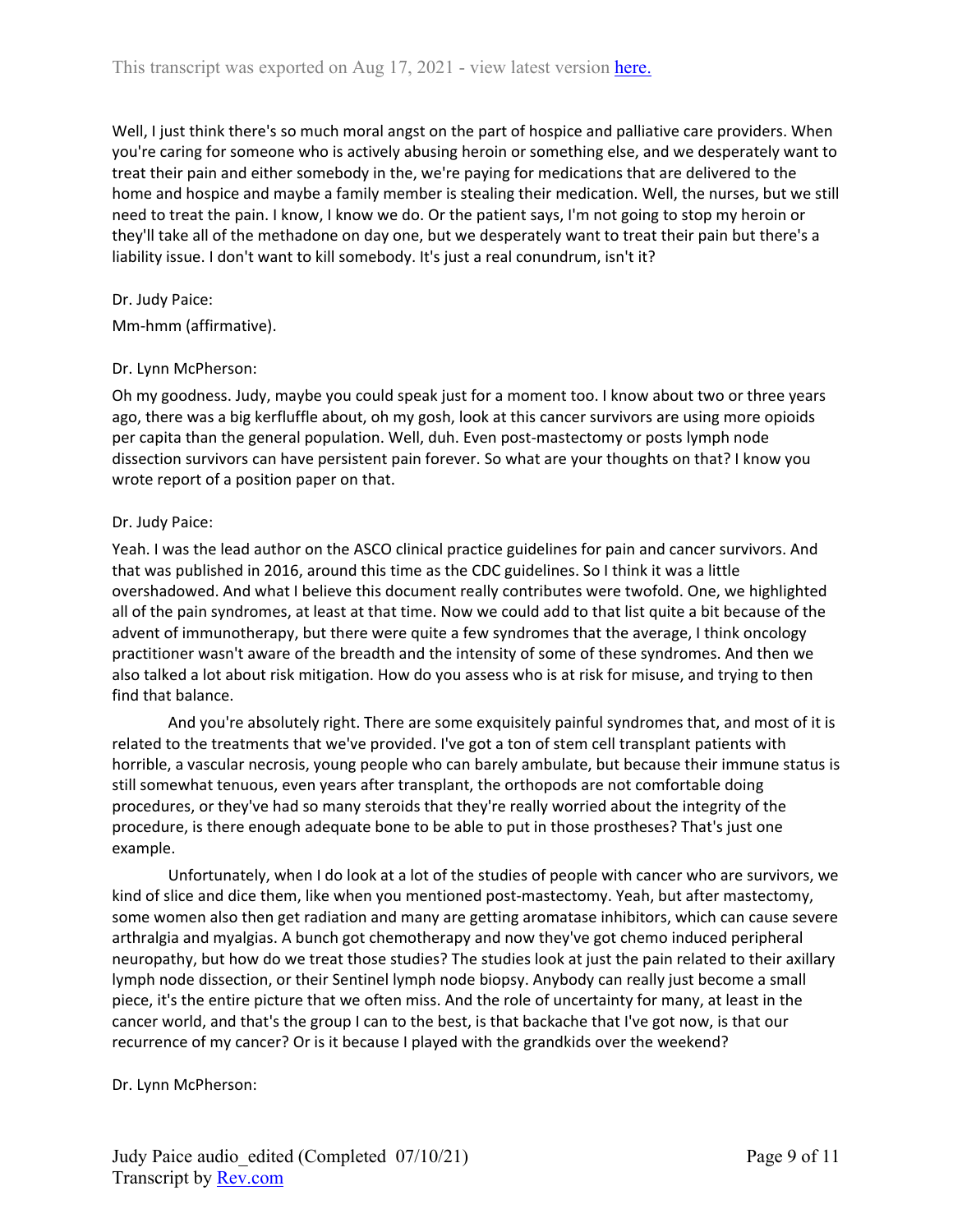Well, I just think there's so much moral angst on the part of hospice and palliative care providers. When you're caring for someone who is actively abusing heroin or something else, and we desperately want to treat their pain and either somebody in the, we're paying for medications that are delivered to the home and hospice and maybe a family member is stealing their medication. Well, the nurses, but we still need to treat the pain. I know, I know we do. Or the patient says, I'm not going to stop my heroin or they'll take all of the methadone on day one, but we desperately want to treat their pain but there's a liability issue. I don't want to kill somebody. It's just a real conundrum, isn't it?

Dr. Judy Paice:

Mm-hmm (affirmative).

Dr. Lynn McPherson:

Oh my goodness. Judy, maybe you could speak just for a moment too. I know about two or three years ago, there was a big kerfluffle about, oh my gosh, look at this cancer survivors are using more opioids per capita than the general population. Well, duh. Even post-mastectomy or posts lymph node dissection survivors can have persistent pain forever. So what are your thoughts on that? I know you wrote report of a position paper on that.

Dr. Judy Paice:

Yeah. I was the lead author on the ASCO clinical practice guidelines for pain and cancer survivors. And that was published in 2016, around this time as the CDC guidelines. So I think it was a little overshadowed. And what I believe this document really contributes were twofold. One, we highlighted all of the pain syndromes, at least at that time. Now we could add to that list quite a bit because of the advent of immunotherapy, but there were quite a few syndromes that the average, I think oncology practitioner wasn't aware of the breadth and the intensity of some of these syndromes. And then we also talked a lot about risk mitigation. How do you assess who is at risk for misuse, and trying to then find that balance.

And you're absolutely right. There are some exquisitely painful syndromes that, and most of it is related to the treatments that we've provided. I've got a ton of stem cell transplant patients with horrible, a vascular necrosis, young people who can barely ambulate, but because their immune status is still somewhat tenuous, even years after transplant, the orthopods are not comfortable doing procedures, or they've had so many steroids that they're really worried about the integrity of the procedure, is there enough adequate bone to be able to put in those prostheses? That's just one example.

Unfortunately, when I do look at a lot of the studies of people with cancer who are survivors, we kind of slice and dice them, like when you mentioned post-mastectomy. Yeah, but after mastectomy, some women also then get radiation and many are getting aromatase inhibitors, which can cause severe arthralgia and myalgias. A bunch got chemotherapy and now they've got chemo induced peripheral neuropathy, but how do we treat those studies? The studies look at just the pain related to their axillary lymph node dissection, or their Sentinel lymph node biopsy. Anybody can really just become a small piece, it's the entire picture that we often miss. And the role of uncertainty for many, at least in the cancer world, and that's the group I can to the best, is that backache that I've got now, is that our recurrence of my cancer? Or is it because I played with the grandkids over the weekend?

Dr. Lynn McPherson: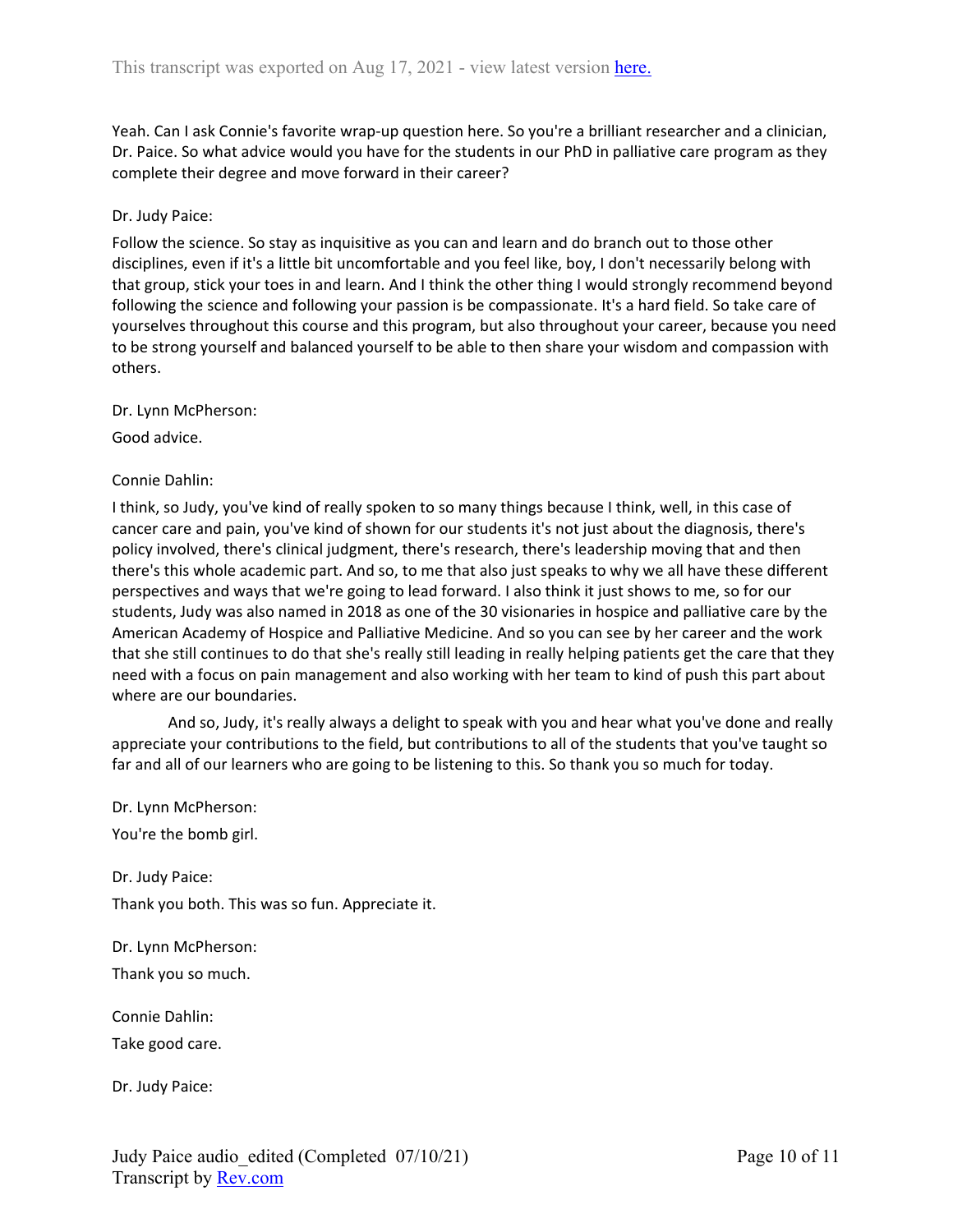Yeah. Can I ask Connie's favorite wrap-up question here. So you're a brilliant researcher and a clinician, Dr. Paice. So what advice would you have for the students in our PhD in palliative care program as they complete their degree and move forward in their career?

Dr. Judy Paice:

Follow the science. So stay as inquisitive as you can and learn and do branch out to those other disciplines, even if it's a little bit uncomfortable and you feel like, boy, I don't necessarily belong with that group, stick your toes in and learn. And I think the other thing I would strongly recommend beyond following the science and following your passion is be compassionate. It's a hard field. So take care of yourselves throughout this course and this program, but also throughout your career, because you need to be strong yourself and balanced yourself to be able to then share your wisdom and compassion with others.

Dr. Lynn McPherson:

Good advice.

Connie Dahlin:

I think, so Judy, you've kind of really spoken to so many things because I think, well, in this case of cancer care and pain, you've kind of shown for our students it's not just about the diagnosis, there's policy involved, there's clinical judgment, there's research, there's leadership moving that and then there's this whole academic part. And so, to me that also just speaks to why we all have these different perspectives and ways that we're going to lead forward. I also think it just shows to me, so for our students, Judy was also named in 2018 as one of the 30 visionaries in hospice and palliative care by the American Academy of Hospice and Palliative Medicine. And so you can see by her career and the work that she still continues to do that she's really still leading in really helping patients get the care that they need with a focus on pain management and also working with her team to kind of push this part about where are our boundaries.

And so, Judy, it's really always a delight to speak with you and hear what you've done and really appreciate your contributions to the field, but contributions to all of the students that you've taught so far and all of our learners who are going to be listening to this. So thank you so much for today.

Dr. Lynn McPherson:

You're the bomb girl.

Dr. Judy Paice:

Thank you both. This was so fun. Appreciate it.

Dr. Lynn McPherson:

Thank you so much.

Connie Dahlin:

Take good care.

Dr. Judy Paice: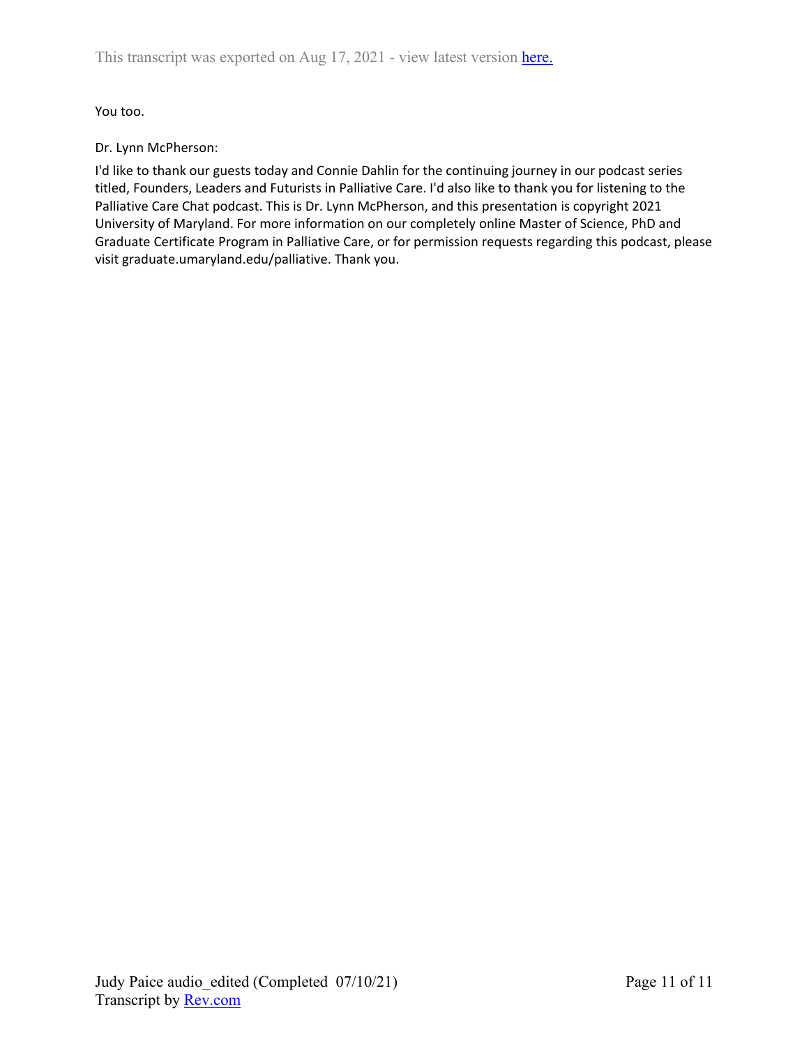You too.

Dr. Lynn McPherson:

I'd like to thank our guests today and Connie Dahlin for the continuing journey in our podcast series titled, Founders, Leaders and Futurists in Palliative Care. I'd also like to thank you for listening to the Palliative Care Chat podcast. This is Dr. Lynn McPherson, and this presentation is copyright 2021 University of Maryland. For more information on our completely online Master of Science, PhD and Graduate Certificate Program in Palliative Care, or for permission requests regarding this podcast, please visit graduate.umaryland.edu/palliative. Thank you.